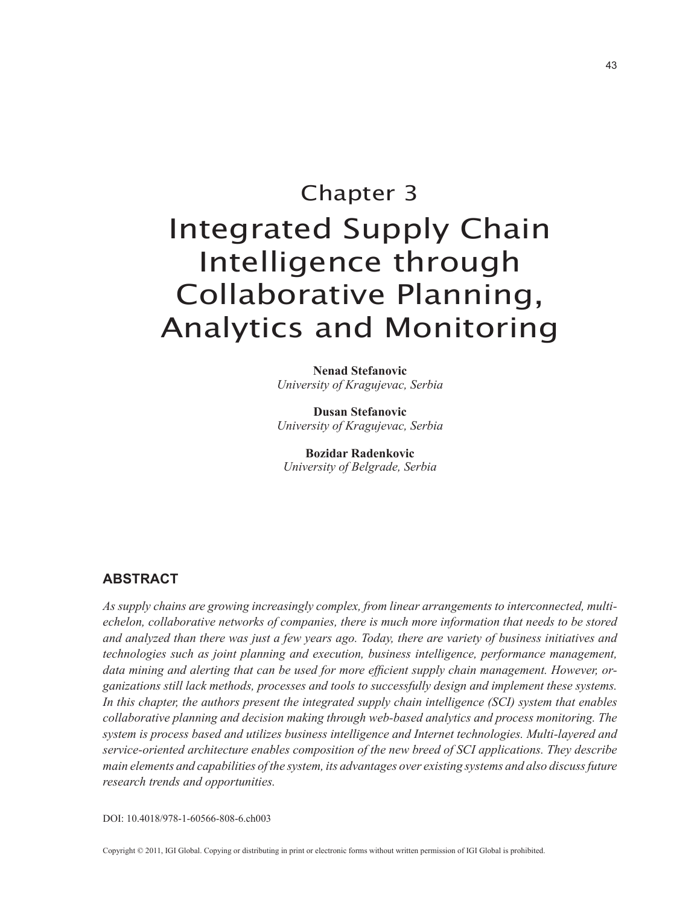# Chapter 3

# Integrated Supply Chain Intelligence through Collaborative Planning, Analytics and Monitoring

**Nenad Stefanovic**
*University of Kragujevac, Serbia*

**Dusan Stefanovic**
*University of Kragujevac, Serbia*

**Bozidar Radenkovic**
*University of Belgrade, Serbia*

## ABSTRACT

*As supply chains are growing increasingly complex, from linear arrangements to interconnected, multi-echelon, collaborative networks of companies, there is much more information that needs to be stored and analyzed than there was just a few years ago. Today, there are variety of business initiatives and technologies such as joint planning and execution, business intelligence, performance management, data mining and alerting that can be used for more efficient supply chain management. However, organizations still lack methods, processes and tools to successfully design and implement these systems. In this chapter, the authors present the integrated supply chain intelligence (SCI) system that enables collaborative planning and decision making through web-based analytics and process monitoring. The system is process based and utilizes business intelligence and Internet technologies. Multi-layered and service-oriented architecture enables composition of the new breed of SCI applications. They describe main elements and capabilities of the system, its advantages over existing systems and also discuss future research trends and opportunities.*

DOI: 10.4018/978-1-60566-808-6.ch003

Copyright © 2011, IGI Global. Copying or distributing in print or electronic forms without written permission of IGI Global is prohibited.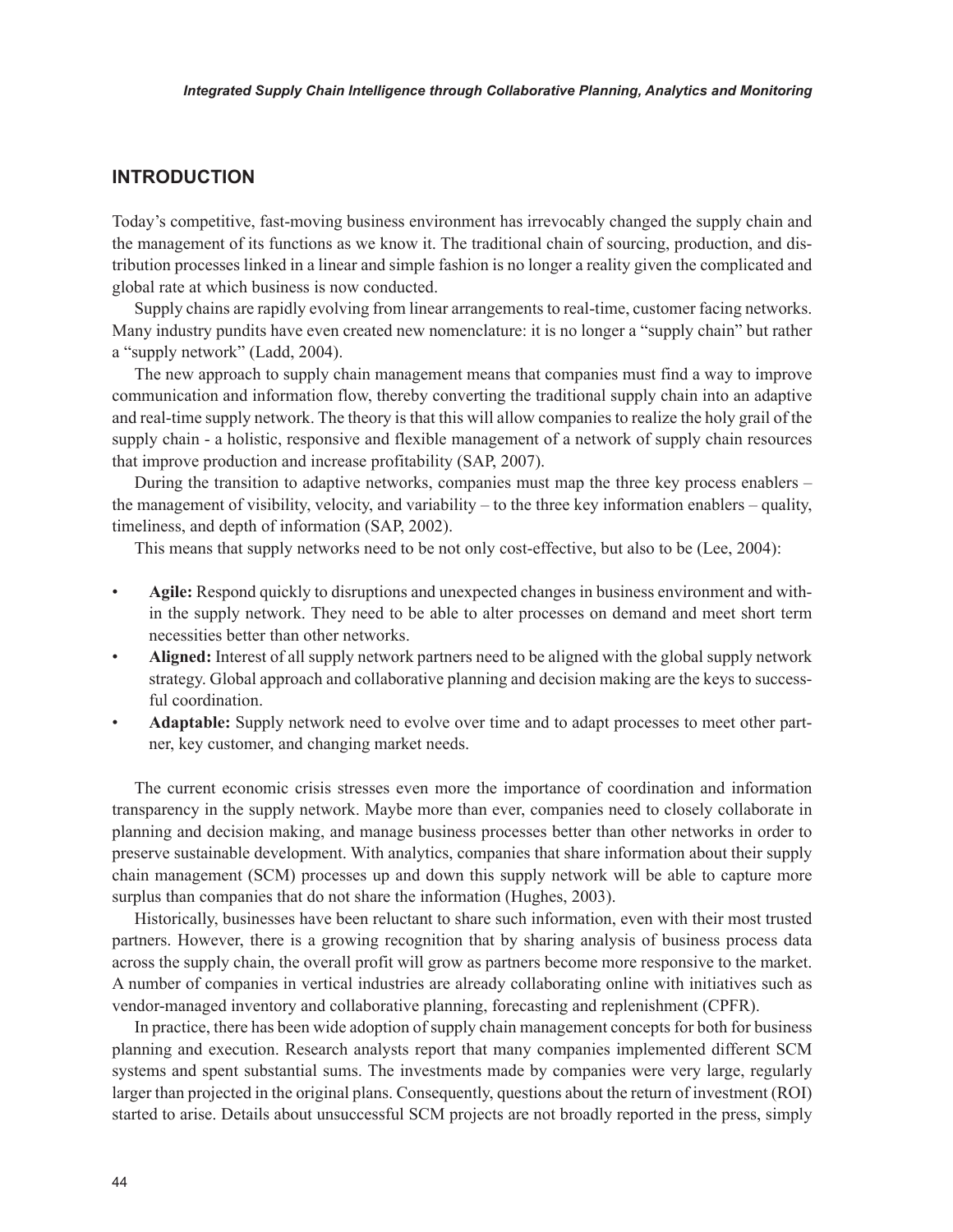## INTRODUCTION

Today's competitive, fast-moving business environment has irrevocably changed the supply chain and the management of its functions as we know it. The traditional chain of sourcing, production, and distribution processes linked in a linear and simple fashion is no longer a reality given the complicated and global rate at which business is now conducted.

Supply chains are rapidly evolving from linear arrangements to real-time, customer facing networks. Many industry pundits have even created new nomenclature: it is no longer a "supply chain" but rather a "supply network" (Ladd, 2004).

The new approach to supply chain management means that companies must find a way to improve communication and information flow, thereby converting the traditional supply chain into an adaptive and real-time supply network. The theory is that this will allow companies to realize the holy grail of the supply chain - a holistic, responsive and flexible management of a network of supply chain resources that improve production and increase profitability (SAP, 2007).

During the transition to adaptive networks, companies must map the three key process enablers – the management of visibility, velocity, and variability – to the three key information enablers – quality, timeliness, and depth of information (SAP, 2002).

This means that supply networks need to be not only cost-effective, but also to be (Lee, 2004):

- **Agile:** Respond quickly to disruptions and unexpected changes in business environment and within the supply network. They need to be able to alter processes on demand and meet short term necessities better than other networks.
- **Aligned:** Interest of all supply network partners need to be aligned with the global supply network strategy. Global approach and collaborative planning and decision making are the keys to successful coordination.
- **Adaptable:** Supply network need to evolve over time and to adapt processes to meet other partner, key customer, and changing market needs.

The current economic crisis stresses even more the importance of coordination and information transparency in the supply network. Maybe more than ever, companies need to closely collaborate in planning and decision making, and manage business processes better than other networks in order to preserve sustainable development. With analytics, companies that share information about their supply chain management (SCM) processes up and down this supply network will be able to capture more surplus than companies that do not share the information (Hughes, 2003).

Historically, businesses have been reluctant to share such information, even with their most trusted partners. However, there is a growing recognition that by sharing analysis of business process data across the supply chain, the overall profit will grow as partners become more responsive to the market. A number of companies in vertical industries are already collaborating online with initiatives such as vendor-managed inventory and collaborative planning, forecasting and replenishment (CPFR).

In practice, there has been wide adoption of supply chain management concepts for both for business planning and execution. Research analysts report that many companies implemented different SCM systems and spent substantial sums. The investments made by companies were very large, regularly larger than projected in the original plans. Consequently, questions about the return of investment (ROI) started to arise. Details about unsuccessful SCM projects are not broadly reported in the press, simply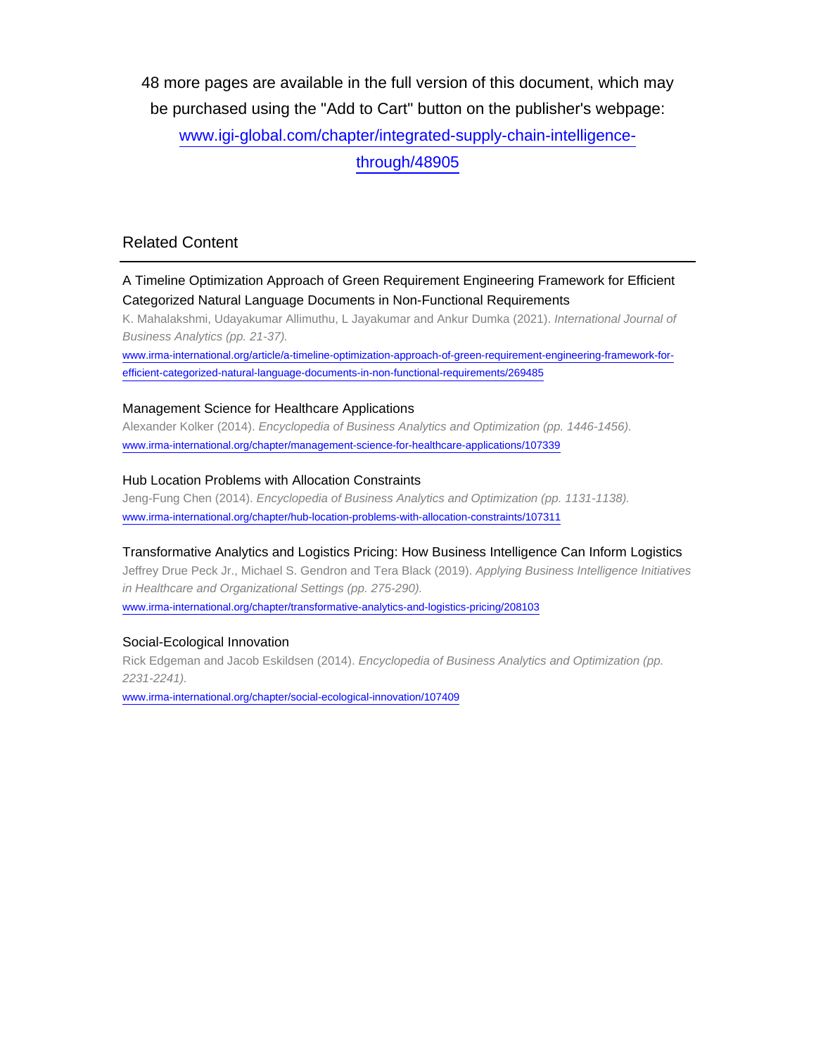48 more pages are available in the full version of this document, which may be purchased using the "Add to Cart" button on the publisher's webpage: [www.igi-global.com/chapter/integrated-supply-chain-intelligence-through/48905](www.igi-global.com/chapter/integrated-supply-chain-intelligence-through/48905)

## Related Content

**A Timeline Optimization Approach of Green Requirement Engineering Framework for Efficient Categorized Natural Language Documents in Non-Functional Requirements**
K. Mahalakshmi, Udayakumar Allimuthu, L Jayakumar and Ankur Dumka (2021). *International Journal of Business Analytics (pp. 21-37).*
[www.irma-international.org/article/a-timeline-optimization-approach-of-green-requirement-engineering-framework-for-efficient-categorized-natural-language-documents-in-non-functional-requirements/269485](www.irma-international.org/article/a-timeline-optimization-approach-of-green-requirement-engineering-framework-for-efficient-categorized-natural-language-documents-in-non-functional-requirements/269485)

**Management Science for Healthcare Applications**
Alexander Kolker (2014). *Encyclopedia of Business Analytics and Optimization (pp. 1446-1456).*
[www.irma-international.org/chapter/management-science-for-healthcare-applications/107339](www.irma-international.org/chapter/management-science-for-healthcare-applications/107339)

**Hub Location Problems with Allocation Constraints**
Jeng-Fung Chen (2014). *Encyclopedia of Business Analytics and Optimization (pp. 1131-1138).*
[www.irma-international.org/chapter/hub-location-problems-with-allocation-constraints/107311](www.irma-international.org/chapter/hub-location-problems-with-allocation-constraints/107311)

**Transformative Analytics and Logistics Pricing: How Business Intelligence Can Inform Logistics**
Jeffrey Drue Peck Jr., Michael S. Gendron and Tera Black (2019). *Applying Business Intelligence Initiatives in Healthcare and Organizational Settings (pp. 275-290).*
[www.irma-international.org/chapter/transformative-analytics-and-logistics-pricing/208103](www.irma-international.org/chapter/transformative-analytics-and-logistics-pricing/208103)

**Social-Ecological Innovation**
Rick Edgeman and Jacob Eskildsen (2014). *Encyclopedia of Business Analytics and Optimization (pp. 2231-2241).*
[www.irma-international.org/chapter/social-ecological-innovation/107409](www.irma-international.org/chapter/social-ecological-innovation/107409)